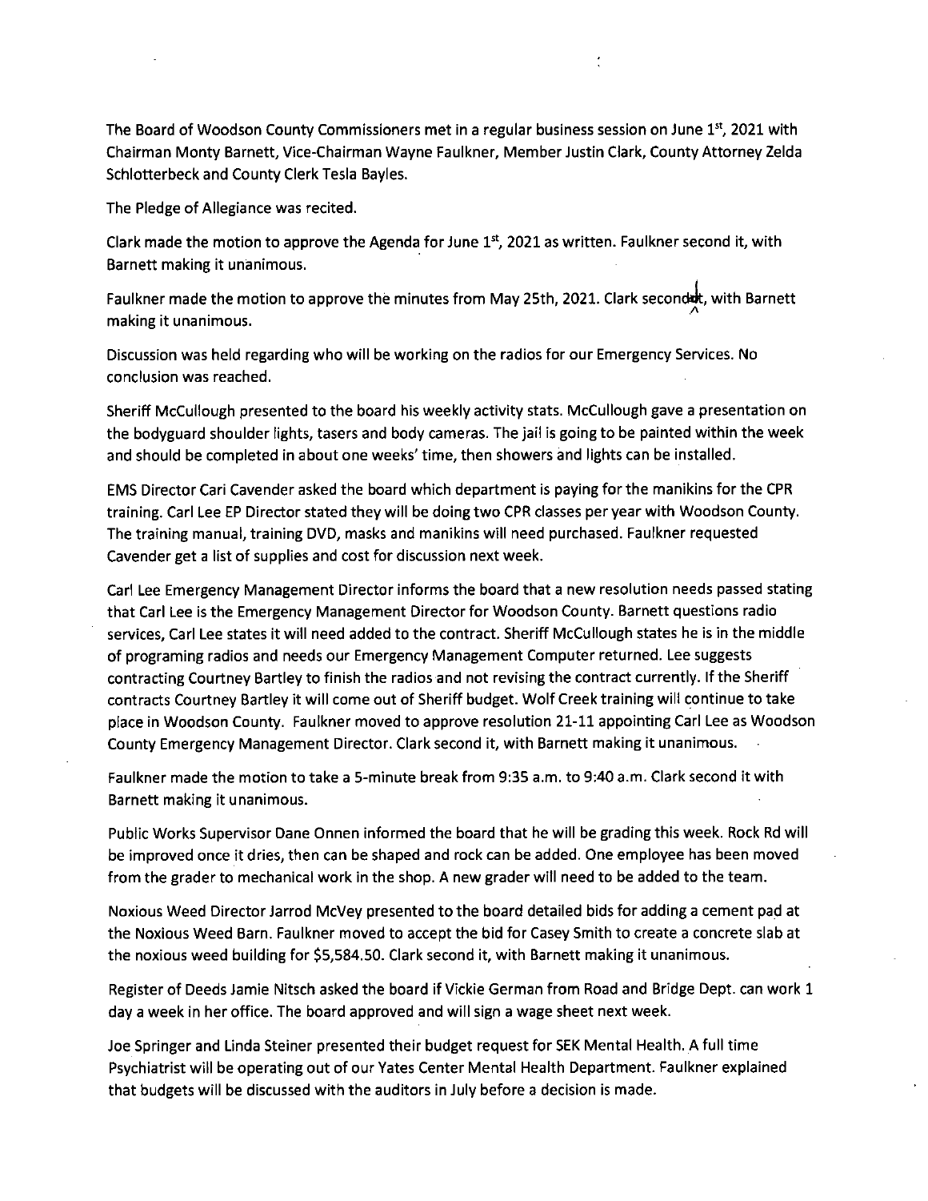The Board of Woodson County Commissioners met in a regular business session on June 1st, 2021 with Chairman Monty Barnett, Vice-Chairman Wayne Faulkner, Member Justin Clark, County Attorney Zelda Schlotterbeck and County Clerk Tesla Bayles.

The Pledge of Allegiance was recited.

Clark made the motion to approve the Agenda for June 1st, 2021 as written. Faulkner second it, with Barnett making it unanimous.

Faulkner made the motion to approve the minutes from May 25th, 2021. Clark second it, with Barnett making it unanimous.

Discussion was held regarding who will be working on the radios for our Emergency Services. No conclusion was reached.

Sheriff McCullough presented to the board his weekly activity stats. McCullough gave a presentation on the bodyguard shoulder lights, tasers and body cameras. The jail is going to be painted within the week and should be completed in about one weeks' time, then showers and lights can be installed.

EMS Director Cari Cavender asked the board which department is paying for the manikins for the CPR training. Carl Lee EP Director stated they will be doing two CPR classes per year with Woodson County. The training manual, training DVD, masks and manikins will need purchased. Faulkner requested Cavender get a list of supplies and cost for discussion next week.

Carl Lee Emergency Management Director informs the board that a new resolution needs passed stating that Carl Lee is the Emergency Management Director for Woodson County. Barnett questions radio services, Carl Lee states it will need added to the contract. Sheriff McCullough states he is in the middle of programing radios and needs our Emergency Management Computer returned. Lee suggests contracting Courtney Bartley to finish the radios and not revising the contract currently. If the Sheriff contracts Courtney Bartley it will come out of Sheriff budget. Wolf Creek training will continue to take place in Woodson County. Faulkner moved to approve resolution 21-11 appointing Carl Lee as Woodson County Emergency Management Director. Clark second it, with Barnett making it unanimous.

Faulkner made the motion to take a 5-minute break from 9:35 a.m. to 9:40 a.m. Clark second it with Barnett making it unanimous.

Public Works Supervisor Dane Onnen informed the board that he will be grading this week. Rock Rd will be improved once it dries, then can be shaped and rock can be added. One employee has been moved from the grader to mechanical work in the shop. A new grader will need to be added to the team.

Noxious Weed Director Jarrod McVey presented to the board detailed bids for adding a cement pad at the Noxious Weed Barn. Faulkner moved to accept the bid for Casey Smith to create a concrete slab at the noxious weed building for $5,584.50. Clark second it, with Barnett making it unanimous.

Register of Deeds Jamie Nitsch asked the board if Vickie German from Road and Bridge Dept. can work 1 day a week in her office. The board approved and will sign a wage sheet next week.

Joe Springer and Linda Steiner presented their budget request for SEK Mental Health. A full time Psychiatrist will be operating out of our Yates Center Mental Health Department. Faulkner explained that budgets will be discussed with the auditors in July before a decision is made.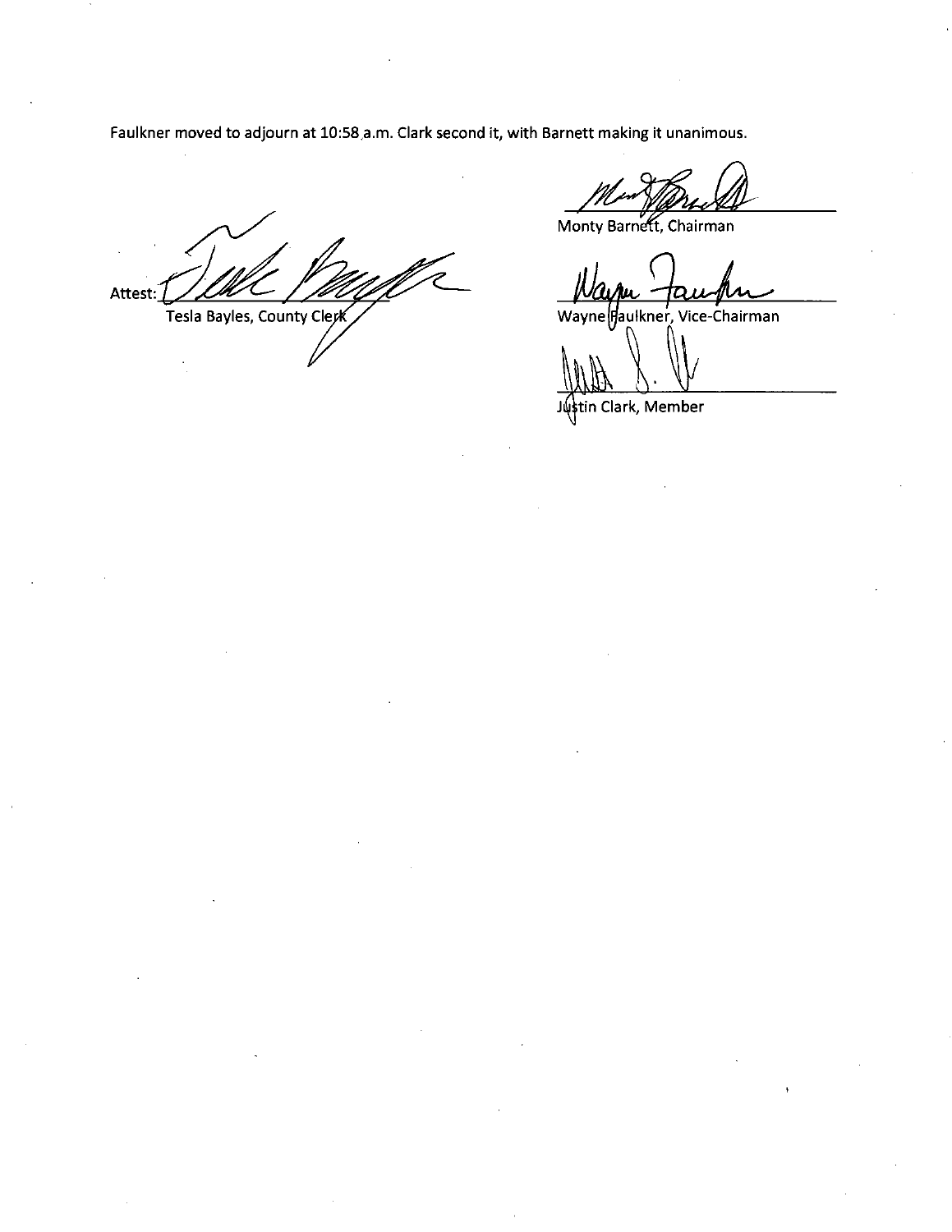Faulkner moved to adjourn at 10:58 a.m. Clark second it, with Barnett making it unanimous.

Monty Barnett, Chairman

Attest:

Tesla Bayles, County Clerk

Wayne Faulkner, Vice-Chairman

Justin Clark, Member